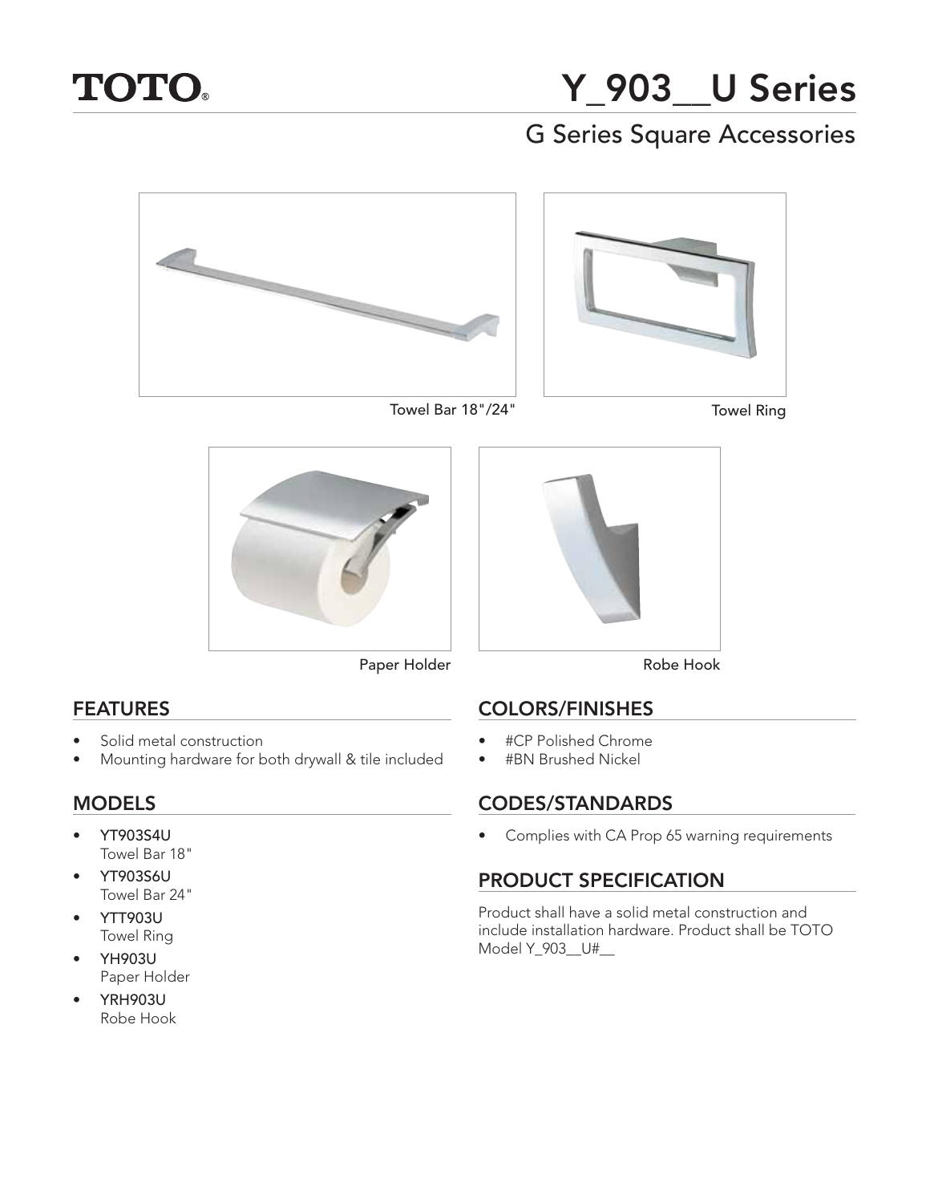TOTO®

# Y_903__U Series

## G Series Square Accessories

Towel Bar 18"/24"

Towel Ring

Paper Holder

Robe Hook

## FEATURES

- Solid metal construction
- Mounting hardware for both drywall & tile included

## MODELS

- **YT903S4U**
  Towel Bar 18"
- **YT903S6U**
  Towel Bar 24"
- **YTT903U**
  Towel Ring
- **YH903U**
  Paper Holder
- **YRH903U**
  Robe Hook

## COLORS/FINISHES

- #CP Polished Chrome
- #BN Brushed Nickel

## CODES/STANDARDS

- Complies with CA Prop 65 warning requirements

## PRODUCT SPECIFICATION

Product shall have a solid metal construction and include installation hardware. Product shall be TOTO Model Y_903__U#__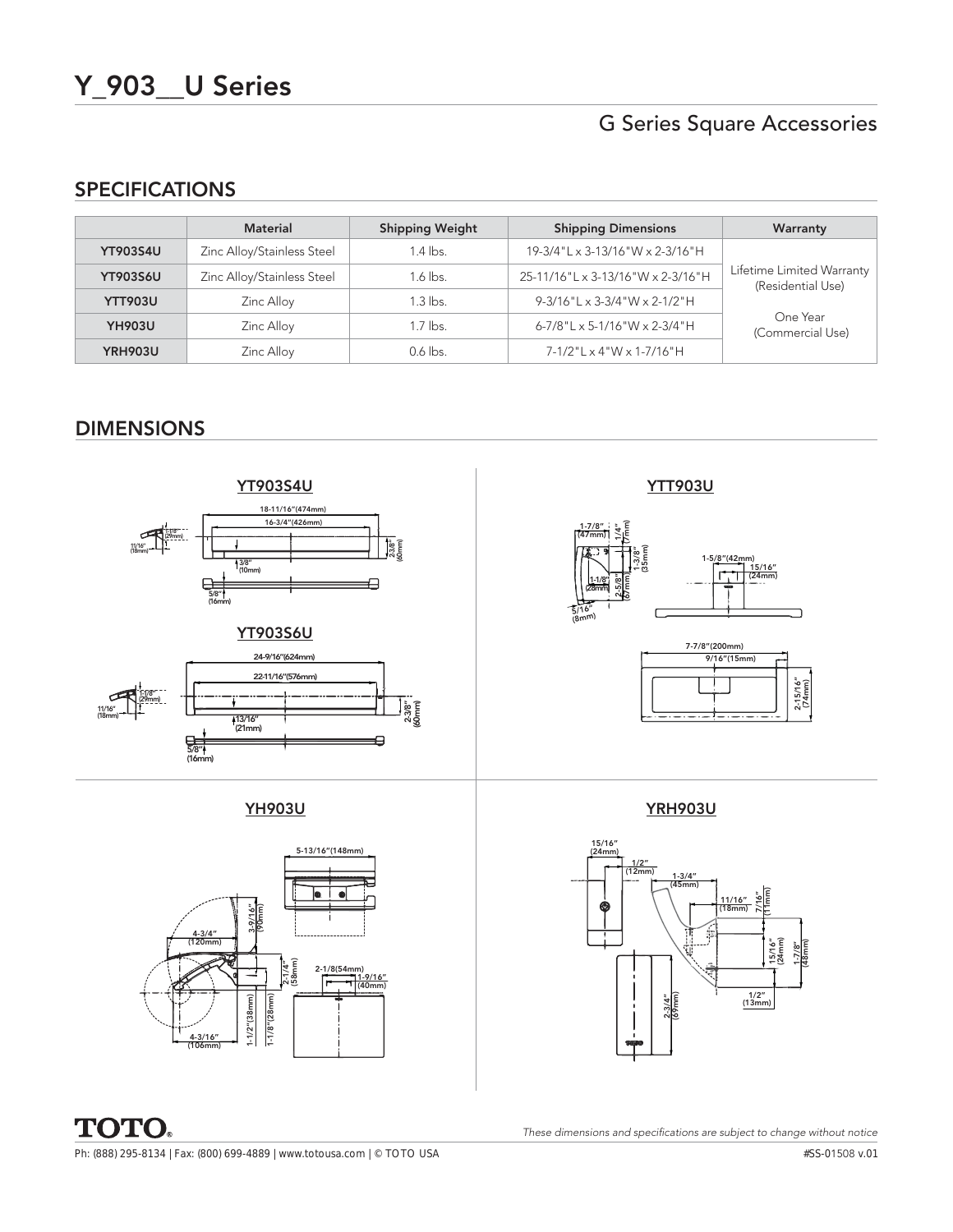# Y_903__U Series

## G Series Square Accessories

## SPECIFICATIONS

| | Material | Shipping Weight | Shipping Dimensions | Warranty |
|---|---|---|---|---|
| YT903S4U | Zinc Alloy/Stainless Steel | 1.4 lbs. | 19-3/4"L x 3-13/16"W x 2-3/16"H | Lifetime Limited Warranty (Residential Use) One Year (Commercial Use) |
| YT903S6U | Zinc Alloy/Stainless Steel | 1.6 lbs. | 25-11/16"L x 3-13/16"W x 2-3/16"H | |
| YTT903U | Zinc Alloy | 1.3 lbs. | 9-3/16"L x 3-3/4"W x 2-1/2"H | |
| YH903U | Zinc Alloy | 1.7 lbs. | 6-7/8"L x 5-1/16"W x 2-3/4"H | |
| YRH903U | Zinc Alloy | 0.6 lbs. | 7-1/2"L x 4"W x 1-7/16"H | |

## DIMENSIONS

### YT903S4U

18-11/16"(474mm)
16-3/4"(426mm)
1-1/8" (29mm)
11/16" (18mm)
2-3/8" (60mm)
3/8" (10mm)
5/8" (16mm)

### YT903S6U

24-9/16"(624mm)
22-11/16"(576mm)
1-1/8" (29mm)
11/16" (18mm)
2-3/8" (60mm)
13/16" (21mm)
5/8" (16mm)

### YTT903U

1-7/8" (47mm)
1/4" (7mm)
1-3/8" (35mm)
1-1/8" (28mm)
2-5/8" (67mm)
5/16" (8mm)
1-5/8"(42mm)
15/16" (24mm)
7-7/8"(200mm)
9/16"(15mm)
2-15/16" (74mm)

### YH903U

5-13/16"(148mm)
3-9/16" (90mm)
4-3/4" (120mm)
2-1/4" (58mm)
2-1/8(54mm)
1-9/16" (40mm)
1-1/2"(38mm)
1-1/8"(28mm)
4-3/16" (106mm)

### YRH903U

15/16" (24mm)
1/2" (12mm)
1-3/4" (45mm)
11/16" (18mm)
7/16" (11mm)
15/16" (24mm)
1-7/8" (48mm)
1/2" (13mm)
2-3/4" (69mm)

*These dimensions and specifications are subject to change without notice*

TOTO

Ph: (888) 295-8134 | Fax: (800) 699-4889 | www.totousa.com | © TOTO USA

#SS-01508 v.01